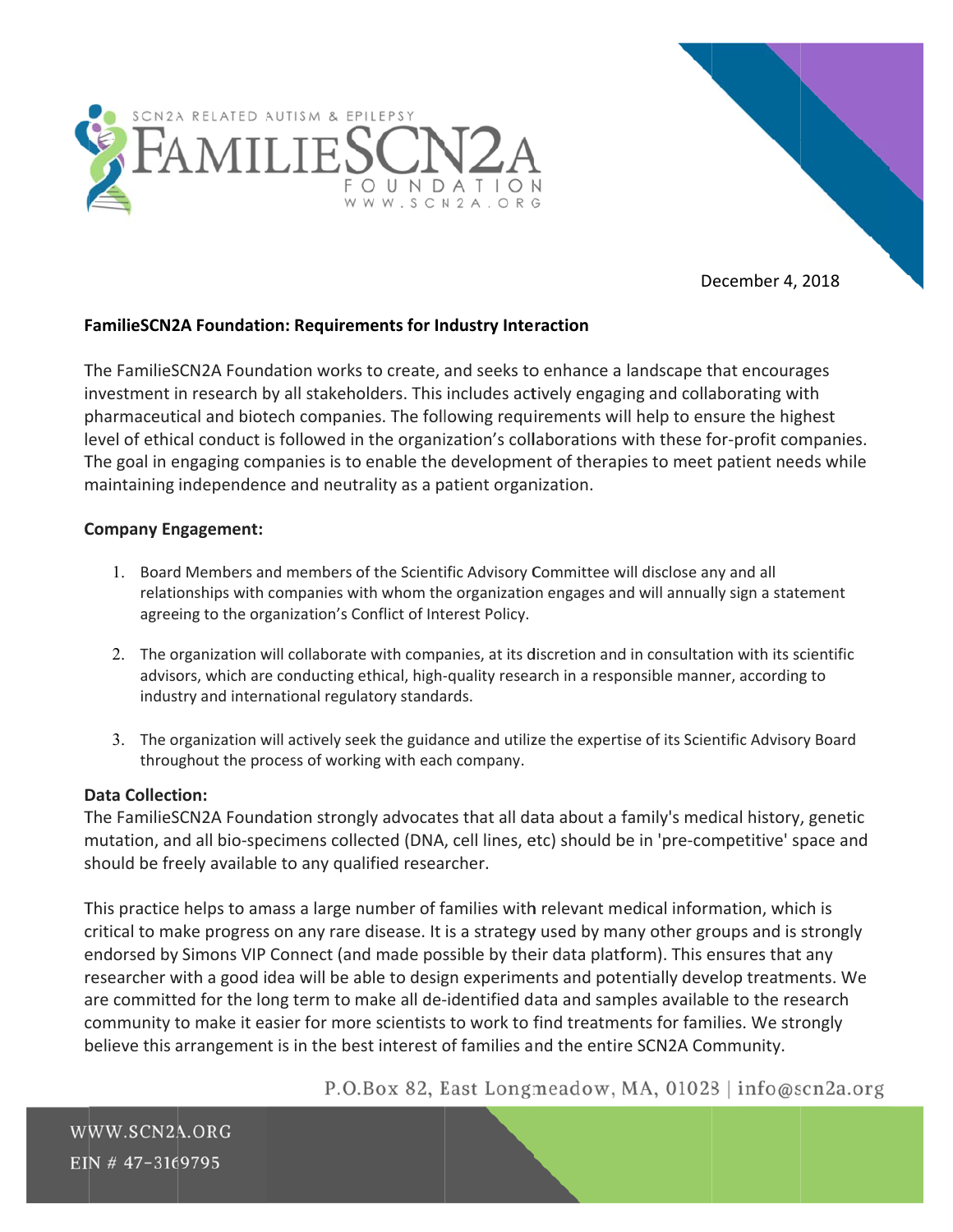SCN2A RELATED AUTISM & EPILEPSY

FAMILIESCN2A FOUNDATION

WWW.SCN2A.ORG

December 4, 2018

**FamilieSCN2A Foundation: Requirements for Industry Interaction**

The FamilieSCN2A Foundation works to create, and seeks to enhance a landscape that encourages investment in research by all stakeholders. This includes actively engaging and collaborating with pharmaceutical and biotech companies. The following requirements will help to ensure the highest level of ethical conduct is followed in the organization's collaborations with these for-profit companies. The goal in engaging companies is to enable the development of therapies to meet patient needs while maintaining independence and neutrality as a patient organization.

**Company Engagement:**

1. Board Members and members of the Scientific Advisory Committee will disclose any and all relationships with companies with whom the organization engages and will annually sign a statement agreeing to the organization's Conflict of Interest Policy.

2. The organization will collaborate with companies, at its discretion and in consultation with its scientific advisors, which are conducting ethical, high-quality research in a responsible manner, according to industry and international regulatory standards.

3. The organization will actively seek the guidance and utilize the expertise of its Scientific Advisory Board throughout the process of working with each company.

**Data Collection:**

The FamilieSCN2A Foundation strongly advocates that all data about a family's medical history, genetic mutation, and all bio-specimens collected (DNA, cell lines, etc) should be in 'pre-competitive' space and should be freely available to any qualified researcher.

This practice helps to amass a large number of families with relevant medical information, which is critical to make progress on any rare disease. It is a strategy used by many other groups and is strongly endorsed by Simons VIP Connect (and made possible by their data platform). This ensures that any researcher with a good idea will be able to design experiments and potentially develop treatments. We are committed for the long term to make all de-identified data and samples available to the research community to make it easier for more scientists to work to find treatments for families. We strongly believe this arrangement is in the best interest of families and the entire SCN2A Community.

P.O.Box 82, East Longmeadow, MA, 01028 | info@scn2a.org

WWW.SCN2A.ORG

EIN # 47-3169795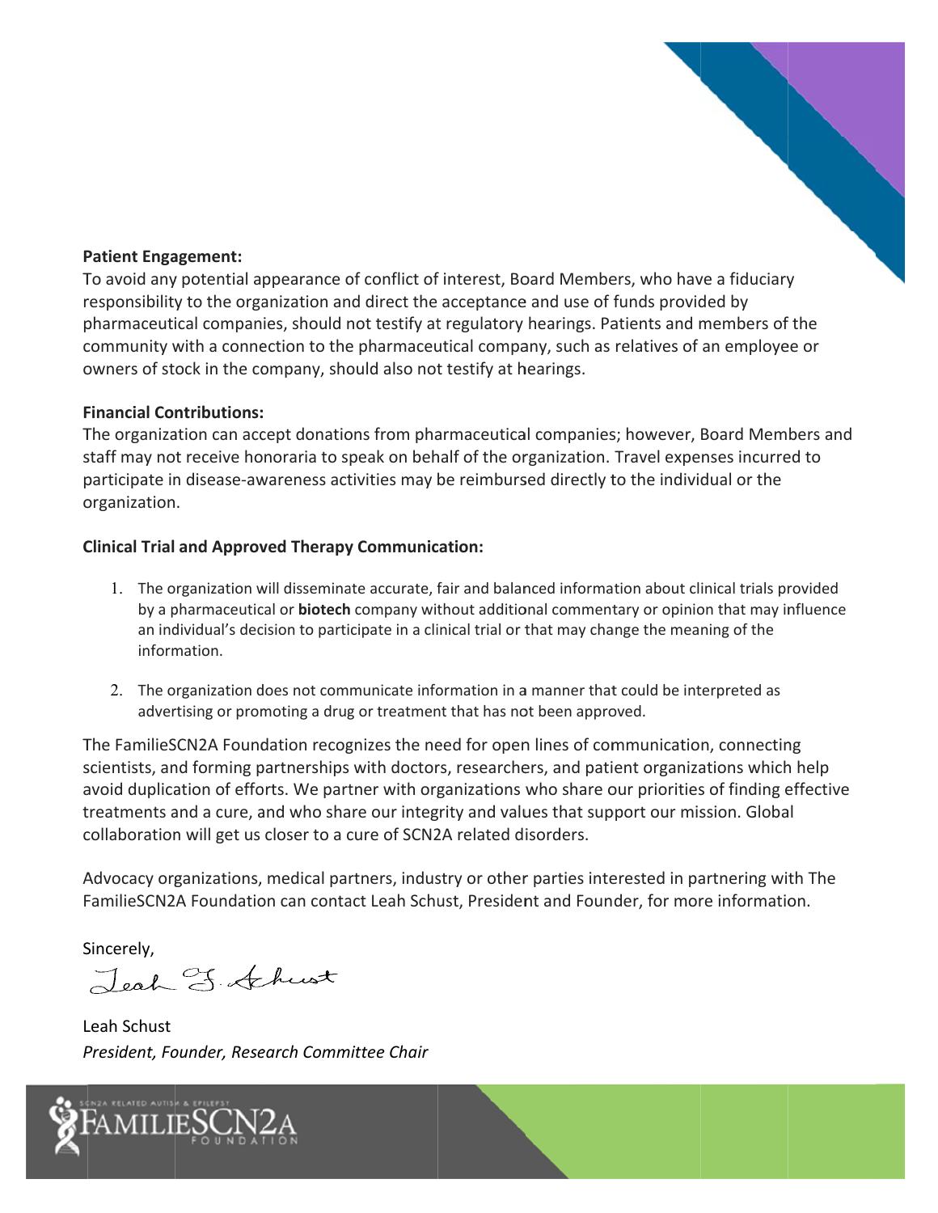**Patient Engagement:**

To avoid any potential appearance of conflict of interest, Board Members, who have a fiduciary responsibility to the organization and direct the acceptance and use of funds provided by pharmaceutical companies, should not testify at regulatory hearings. Patients and members of the community with a connection to the pharmaceutical company, such as relatives of an employee or owners of stock in the company, should also not testify at hearings.

**Financial Contributions:**

The organization can accept donations from pharmaceutical companies; however, Board Members and staff may not receive honoraria to speak on behalf of the organization. Travel expenses incurred to participate in disease-awareness activities may be reimbursed directly to the individual or the organization.

**Clinical Trial and Approved Therapy Communication:**

1. The organization will disseminate accurate, fair and balanced information about clinical trials provided by a pharmaceutical or **biotech** company without additional commentary or opinion that may influence an individual's decision to participate in a clinical trial or that may change the meaning of the information.

2. The organization does not communicate information in a manner that could be interpreted as advertising or promoting a drug or treatment that has not been approved.

The FamilieSCN2A Foundation recognizes the need for open lines of communication, connecting scientists, and forming partnerships with doctors, researchers, and patient organizations which help avoid duplication of efforts. We partner with organizations who share our priorities of finding effective treatments and a cure, and who share our integrity and values that support our mission. Global collaboration will get us closer to a cure of SCN2A related disorders.

Advocacy organizations, medical partners, industry or other parties interested in partnering with The FamilieSCN2A Foundation can contact Leah Schust, President and Founder, for more information.

Sincerely,

Leah Schust

*President, Founder, Research Committee Chair*